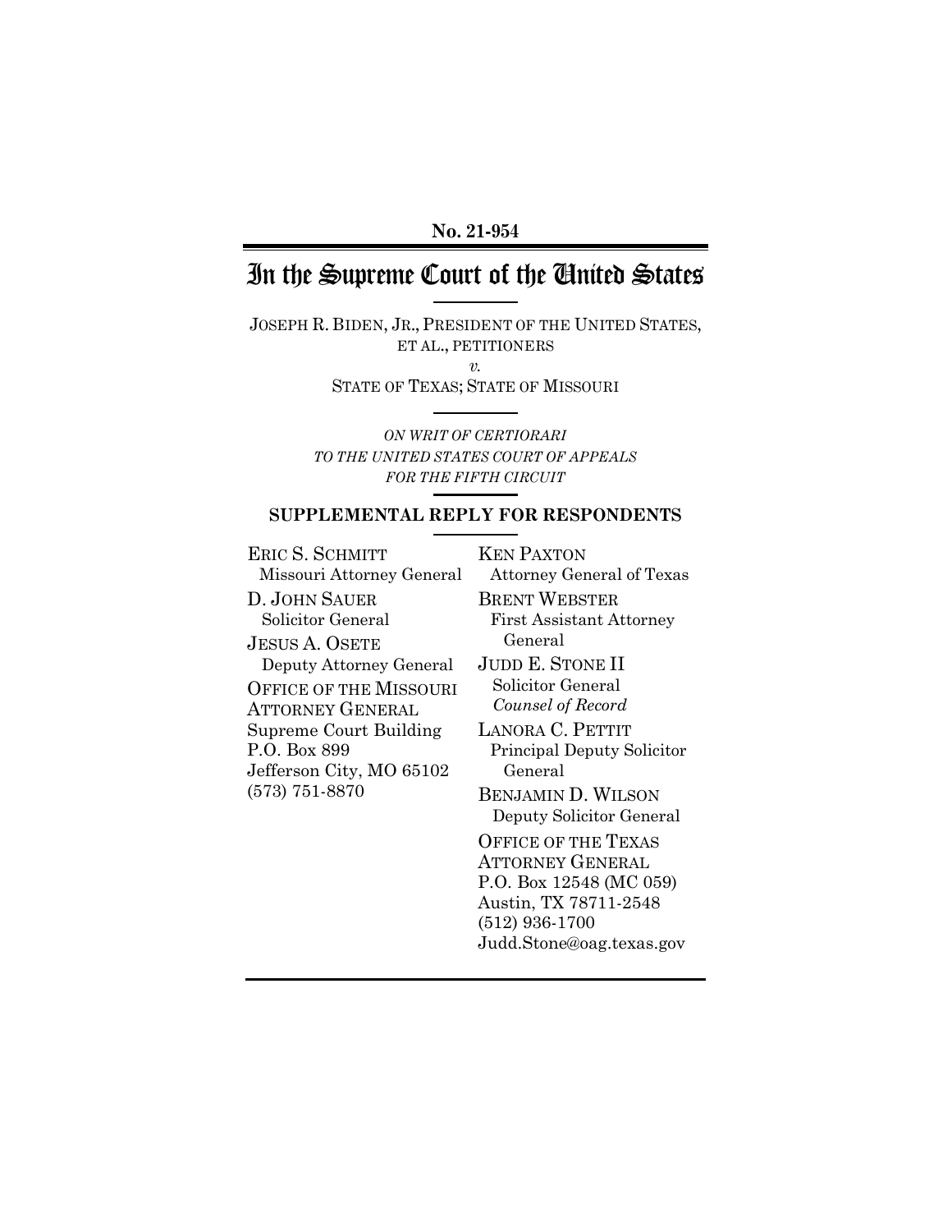**No. 21-954**

# In the Supreme Court of the United States

JOSEPH R. BIDEN, JR., PRESIDENT OF THE UNITED STATES, ET AL., PETITIONERS

*v.*

STATE OF TEXAS; STATE OF MISSOURI

*ON WRIT OF CERTIORARI TO THE UNITED STATES COURT OF APPEALS FOR THE FIFTH CIRCUIT*

## SUPPLEMENTAL REPLY FOR RESPONDENTS

ERIC S. SCHMITT
Missouri Attorney General

D. JOHN SAUER
Solicitor General

JESUS A. OSETE
Deputy Attorney General

OFFICE OF THE MISSOURI ATTORNEY GENERAL
Supreme Court Building
P.O. Box 899
Jefferson City, MO 65102
(573) 751-8870

KEN PAXTON
Attorney General of Texas

BRENT WEBSTER
First Assistant Attorney General

JUDD E. STONE II
Solicitor General
*Counsel of Record*

LANORA C. PETTIT
Principal Deputy Solicitor General

BENJAMIN D. WILSON
Deputy Solicitor General

OFFICE OF THE TEXAS ATTORNEY GENERAL
P.O. Box 12548 (MC 059)
Austin, TX 78711-2548
(512) 936-1700
Judd.Stone@oag.texas.gov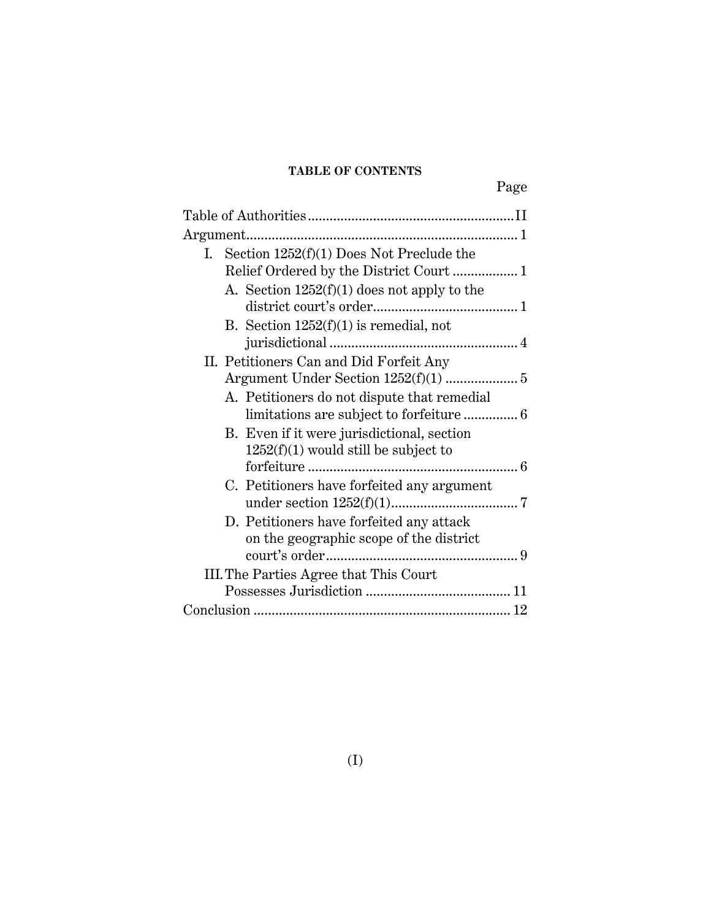**TABLE OF CONTENTS**

| | Page |
|---|---|
| Table of Authorities | II |
| Argument | 1 |
| I. Section 1252(f)(1) Does Not Preclude the Relief Ordered by the District Court | 1 |
| A. Section 1252(f)(1) does not apply to the district court's order | 1 |
| B. Section 1252(f)(1) is remedial, not jurisdictional | 4 |
| II. Petitioners Can and Did Forfeit Any Argument Under Section 1252(f)(1) | 5 |
| A. Petitioners do not dispute that remedial limitations are subject to forfeiture | 6 |
| B. Even if it were jurisdictional, section 1252(f)(1) would still be subject to forfeiture | 6 |
| C. Petitioners have forfeited any argument under section 1252(f)(1) | 7 |
| D. Petitioners have forfeited any attack on the geographic scope of the district court's order | 9 |
| III. The Parties Agree that This Court Possesses Jurisdiction | 11 |
| Conclusion | 12 |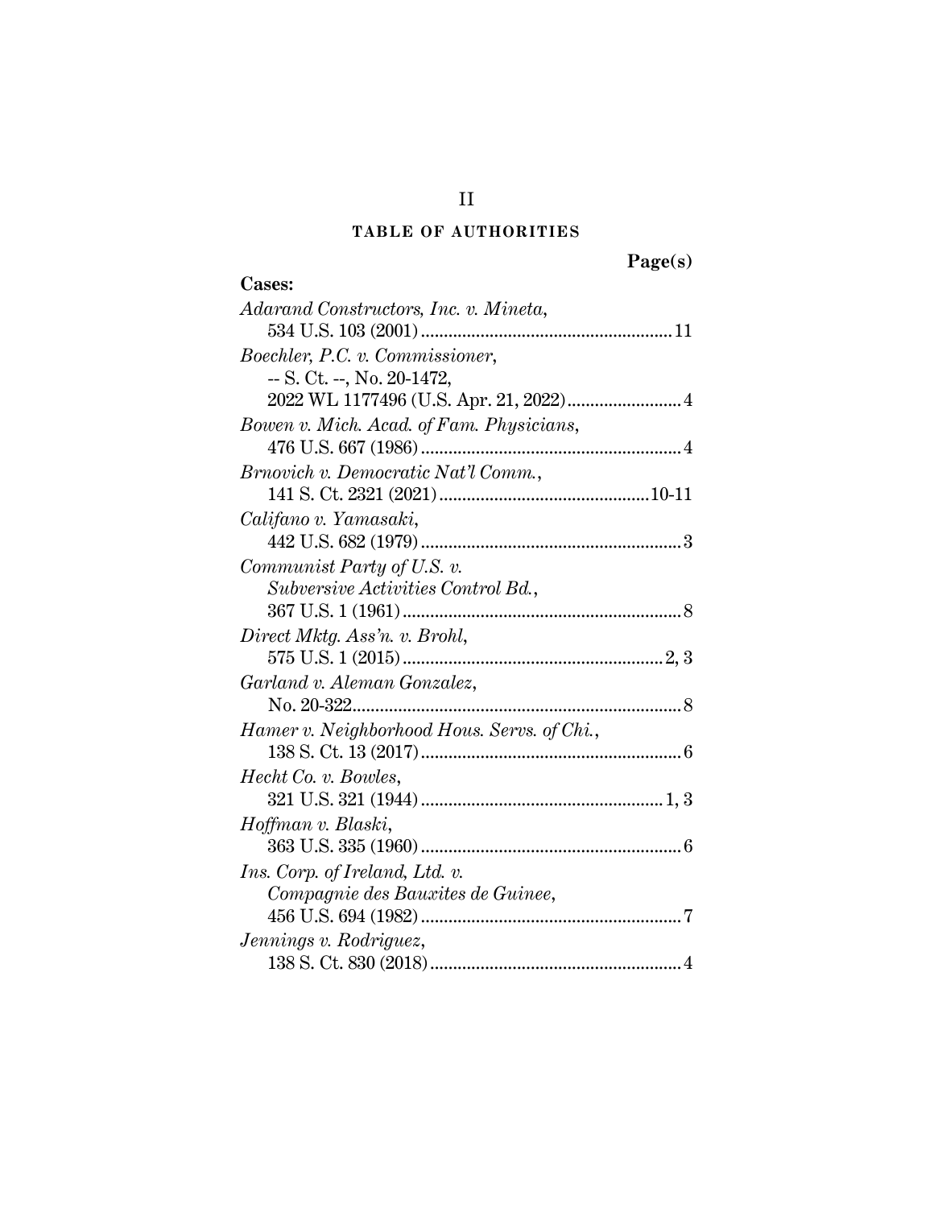## TABLE OF AUTHORITIES

**Page(s)**

**Cases:**

*Adarand Constructors, Inc. v. Mineta*,
534 U.S. 103 (2001) ........................................................ 11

*Boechler, P.C. v. Commissioner*,
-- S. Ct. --, No. 20-1472,
2022 WL 1177496 (U.S. Apr. 21, 2022) .......................... 4

*Bowen v. Mich. Acad. of Fam. Physicians*,
476 U.S. 667 (1986) .......................................................... 4

*Brnovich v. Democratic Nat'l Comm.*,
141 S. Ct. 2321 (2021) ............................................... 10-11

*Califano v. Yamasaki*,
442 U.S. 682 (1979) .......................................................... 3

*Communist Party of U.S. v.
Subversive Activities Control Bd.*,
367 U.S. 1 (1961) .............................................................. 8

*Direct Mktg. Ass'n. v. Brohl*,
575 U.S. 1 (2015) .......................................................... 2, 3

*Garland v. Aleman Gonzalez*,
No. 20-322 ......................................................................... 8

*Hamer v. Neighborhood Hous. Servs. of Chi.*,
138 S. Ct. 13 (2017) .......................................................... 6

*Hecht Co. v. Bowles*,
321 U.S. 321 (1944) ...................................................... 1, 3

*Hoffman v. Blaski*,
363 U.S. 335 (1960) .......................................................... 6

*Ins. Corp. of Ireland, Ltd. v.
Compagnie des Bauxites de Guinee*,
456 U.S. 694 (1982) .......................................................... 7

*Jennings v. Rodriguez*,
138 S. Ct. 830 (2018) ........................................................ 4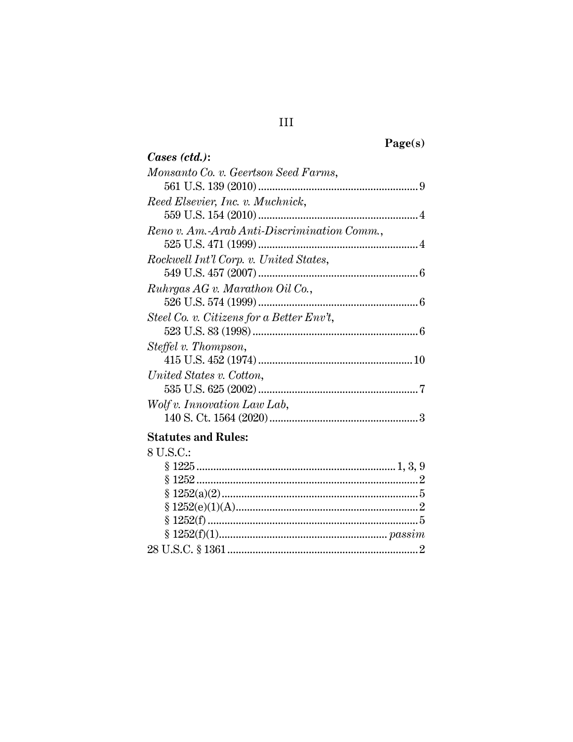Page(s)

***Cases (ctd.)*:**

*Monsanto Co. v. Geertson Seed Farms*,
561 U.S. 139 (2010) ........................................................ 9

*Reed Elsevier, Inc. v. Muchnick*,
559 U.S. 154 (2010) ........................................................ 4

*Reno v. Am.-Arab Anti-Discrimination Comm.*,
525 U.S. 471 (1999) ........................................................ 4

*Rockwell Int'l Corp. v. United States*,
549 U.S. 457 (2007) ........................................................ 6

*Ruhrgas AG v. Marathon Oil Co.*,
526 U.S. 574 (1999) ........................................................ 6

*Steel Co. v. Citizens for a Better Env't*,
523 U.S. 83 (1998) .......................................................... 6

*Steffel v. Thompson*,
415 U.S. 452 (1974) ...................................................... 10

*United States v. Cotton*,
535 U.S. 625 (2002) ........................................................ 7

*Wolf v. Innovation Law Lab*,
140 S. Ct. 1564 (2020) .................................................... 3

**Statutes and Rules:**

8 U.S.C.:

- § 1225 ...................................................................... 1, 3, 9
- § 1252 .............................................................................. 2
- § 1252(a)(2) ...................................................................... 5
- § 1252(e)(1)(A) ................................................................. 2
- § 1252(f) .......................................................................... 5
- § 1252(f)(1) ............................................................ *passim*

28 U.S.C. § 1361 .................................................................. 2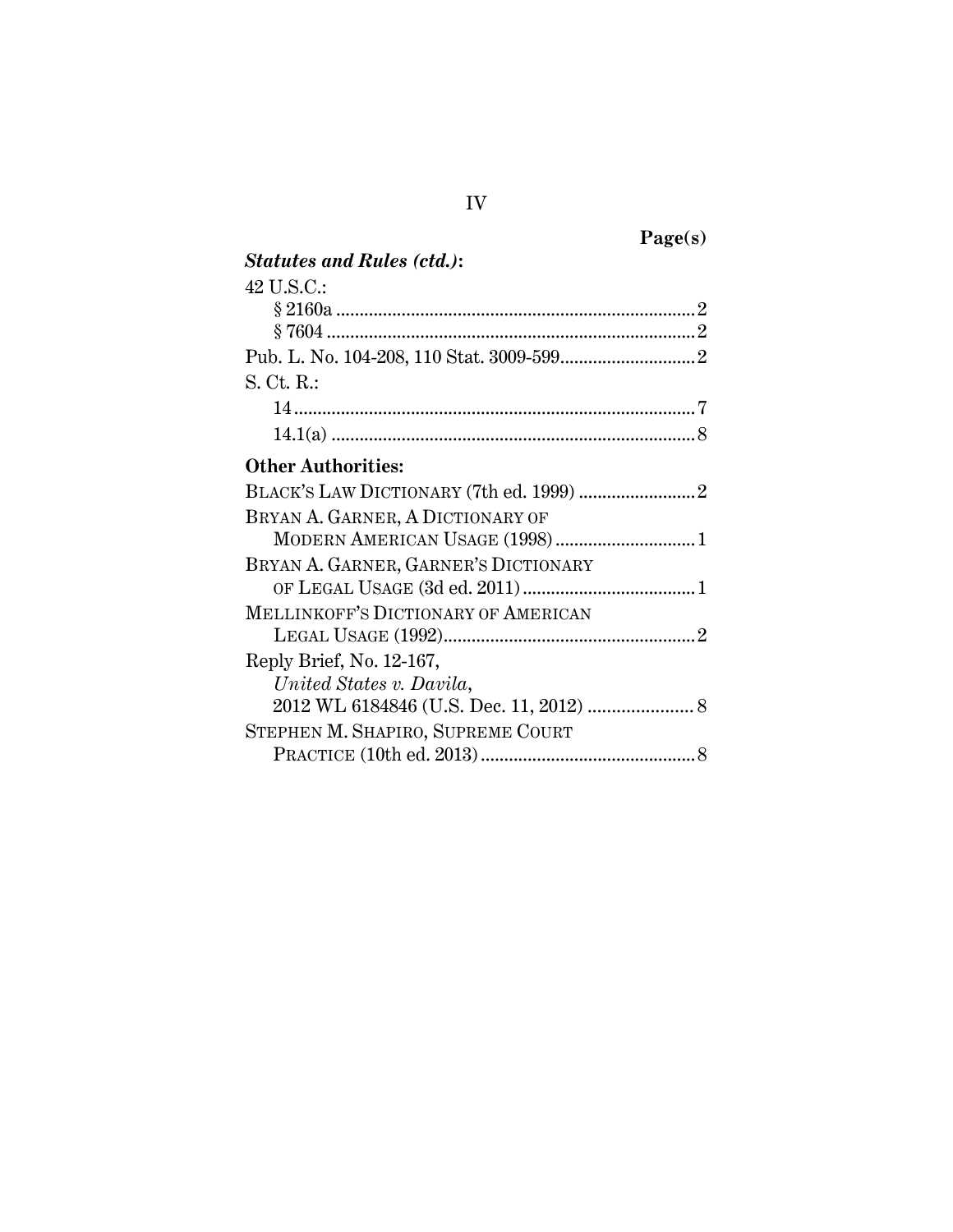**Page(s)**

***Statutes and Rules (ctd.)*:**

42 U.S.C.:
- § 2160a ........................................................................ 2
- § 7604 .......................................................................... 2

Pub. L. No. 104-208, 110 Stat. 3009-599 ............................ 2

S. Ct. R.:
- 14 ................................................................................... 7
- 14.1(a) .......................................................................... 8

**Other Authorities:**

BLACK'S LAW DICTIONARY (7th ed. 1999) ........................ 2

BRYAN A. GARNER, A DICTIONARY OF MODERN AMERICAN USAGE (1998) ............................ 1

BRYAN A. GARNER, GARNER'S DICTIONARY OF LEGAL USAGE (3d ed. 2011) .................................... 1

MELLINKOFF'S DICTIONARY OF AMERICAN LEGAL USAGE (1992) .................................................... 2

Reply Brief, No. 12-167, *United States v. Davila*, 2012 WL 6184846 (U.S. Dec. 11, 2012) ...................... 8

STEPHEN M. SHAPIRO, SUPREME COURT PRACTICE (10th ed. 2013) ............................................ 8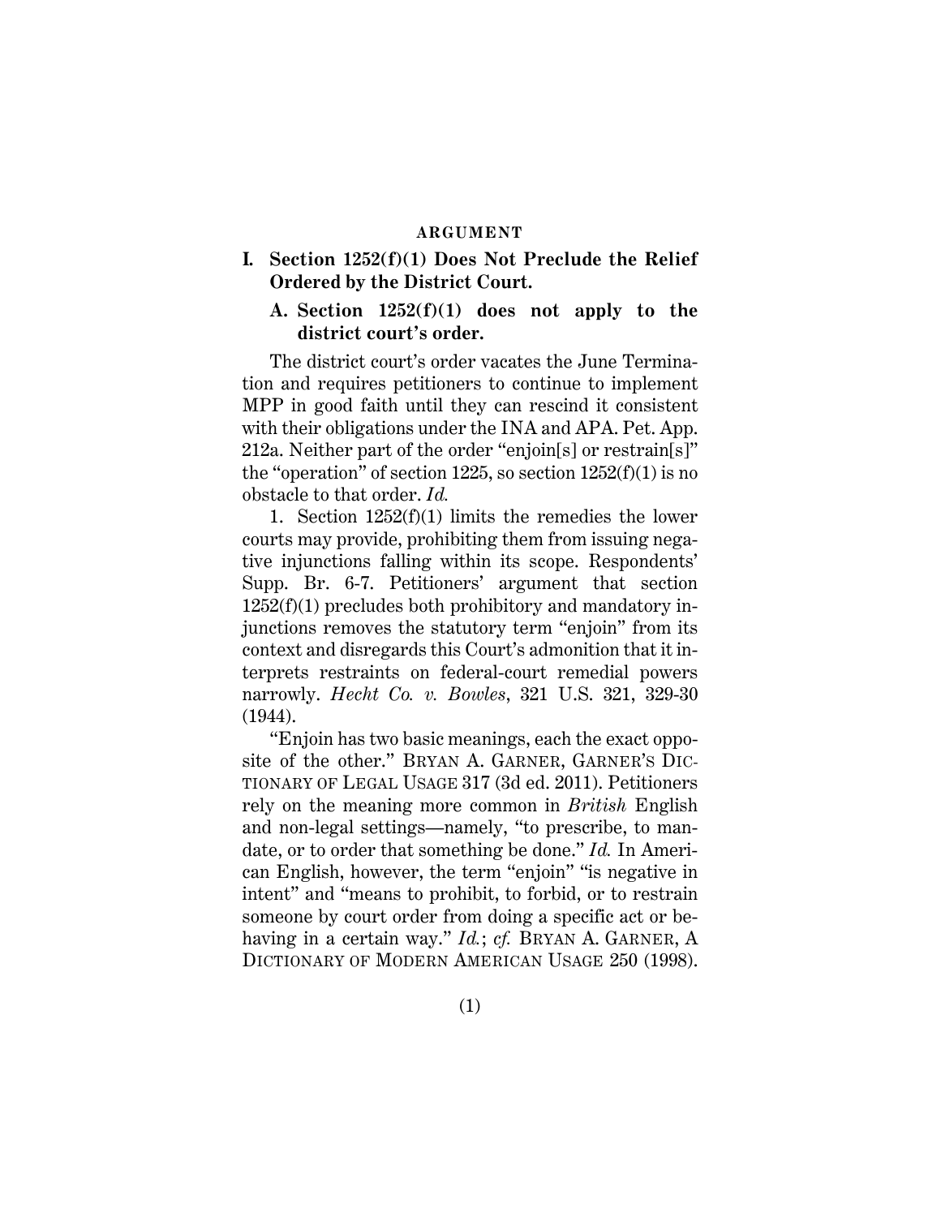## ARGUMENT

### I. Section 1252(f)(1) Does Not Preclude the Relief Ordered by the District Court.

#### A. Section 1252(f)(1) does not apply to the district court's order.

The district court's order vacates the June Termination and requires petitioners to continue to implement MPP in good faith until they can rescind it consistent with their obligations under the INA and APA. Pet. App. 212a. Neither part of the order "enjoin[s] or restrain[s]" the "operation" of section 1225, so section 1252(f)(1) is no obstacle to that order. *Id.*

1. Section 1252(f)(1) limits the remedies the lower courts may provide, prohibiting them from issuing negative injunctions falling within its scope. Respondents' Supp. Br. 6-7. Petitioners' argument that section 1252(f)(1) precludes both prohibitory and mandatory injunctions removes the statutory term "enjoin" from its context and disregards this Court's admonition that it interprets restraints on federal-court remedial powers narrowly. *Hecht Co. v. Bowles*, 321 U.S. 321, 329-30 (1944).

"Enjoin has two basic meanings, each the exact opposite of the other." BRYAN A. GARNER, GARNER'S DICTIONARY OF LEGAL USAGE 317 (3d ed. 2011). Petitioners rely on the meaning more common in *British* English and non-legal settings—namely, "to prescribe, to mandate, or to order that something be done." *Id.* In American English, however, the term "enjoin" "is negative in intent" and "means to prohibit, to forbid, or to restrain someone by court order from doing a specific act or behaving in a certain way." *Id.*; *cf.* BRYAN A. GARNER, A DICTIONARY OF MODERN AMERICAN USAGE 250 (1998).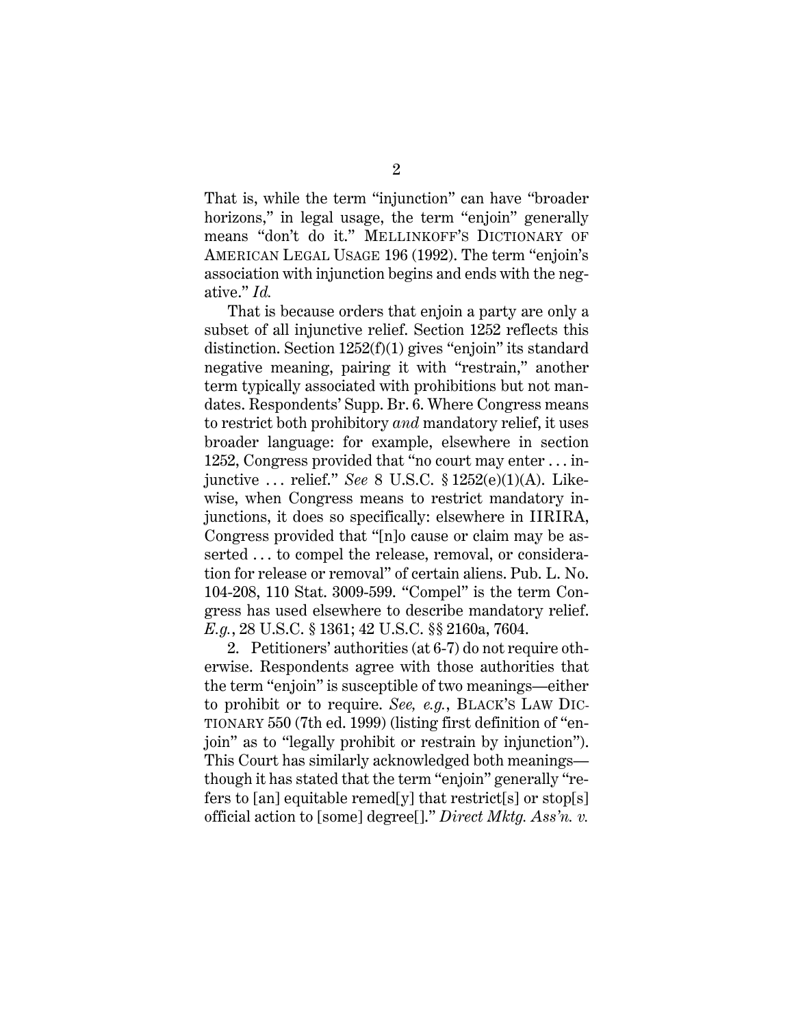That is, while the term "injunction" can have "broader horizons," in legal usage, the term "enjoin" generally means "don't do it." MELLINKOFF'S DICTIONARY OF AMERICAN LEGAL USAGE 196 (1992). The term "enjoin's association with injunction begins and ends with the negative." *Id.*

That is because orders that enjoin a party are only a subset of all injunctive relief. Section 1252 reflects this distinction. Section 1252(f)(1) gives "enjoin" its standard negative meaning, pairing it with "restrain," another term typically associated with prohibitions but not mandates. Respondents' Supp. Br. 6. Where Congress means to restrict both prohibitory *and* mandatory relief, it uses broader language: for example, elsewhere in section 1252, Congress provided that "no court may enter . . . injunctive . . . relief." *See* 8 U.S.C. § 1252(e)(1)(A). Likewise, when Congress means to restrict mandatory injunctions, it does so specifically: elsewhere in IIRIRA, Congress provided that "[n]o cause or claim may be asserted . . . to compel the release, removal, or consideration for release or removal" of certain aliens. Pub. L. No. 104-208, 110 Stat. 3009-599. "Compel" is the term Congress has used elsewhere to describe mandatory relief. *E.g.*, 28 U.S.C. § 1361; 42 U.S.C. §§ 2160a, 7604.

2. Petitioners' authorities (at 6-7) do not require otherwise. Respondents agree with those authorities that the term "enjoin" is susceptible of two meanings—either to prohibit or to require. *See, e.g.*, BLACK'S LAW DICTIONARY 550 (7th ed. 1999) (listing first definition of "enjoin" as to "legally prohibit or restrain by injunction"). This Court has similarly acknowledged both meanings—though it has stated that the term "enjoin" generally "refers to [an] equitable remed[y] that restrict[s] or stop[s] official action to [some] degree[]." *Direct Mktg. Ass'n. v.*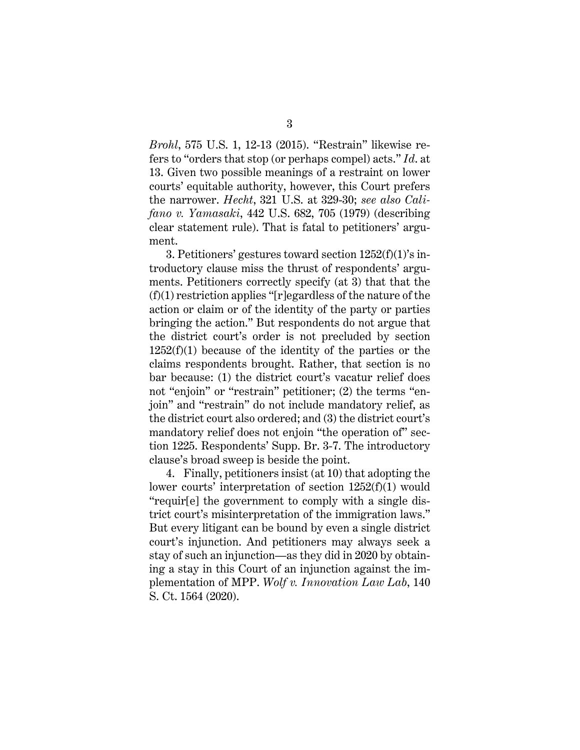*Brohl*, 575 U.S. 1, 12-13 (2015). "Restrain" likewise refers to "orders that stop (or perhaps compel) acts." *Id.* at 13. Given two possible meanings of a restraint on lower courts' equitable authority, however, this Court prefers the narrower. *Hecht*, 321 U.S. at 329-30; *see also Califano v. Yamasaki*, 442 U.S. 682, 705 (1979) (describing clear statement rule). That is fatal to petitioners' argument.

3. Petitioners' gestures toward section 1252(f)(1)'s introductory clause miss the thrust of respondents' arguments. Petitioners correctly specify (at 3) that that the (f)(1) restriction applies "[r]egardless of the nature of the action or claim or of the identity of the party or parties bringing the action." But respondents do not argue that the district court's order is not precluded by section 1252(f)(1) because of the identity of the parties or the claims respondents brought. Rather, that section is no bar because: (1) the district court's vacatur relief does not "enjoin" or "restrain" petitioner; (2) the terms "enjoin" and "restrain" do not include mandatory relief, as the district court also ordered; and (3) the district court's mandatory relief does not enjoin "the operation of" section 1225. Respondents' Supp. Br. 3-7. The introductory clause's broad sweep is beside the point.

4. Finally, petitioners insist (at 10) that adopting the lower courts' interpretation of section 1252(f)(1) would "requir[e] the government to comply with a single district court's misinterpretation of the immigration laws." But every litigant can be bound by even a single district court's injunction. And petitioners may always seek a stay of such an injunction—as they did in 2020 by obtaining a stay in this Court of an injunction against the implementation of MPP. *Wolf v. Innovation Law Lab*, 140 S. Ct. 1564 (2020).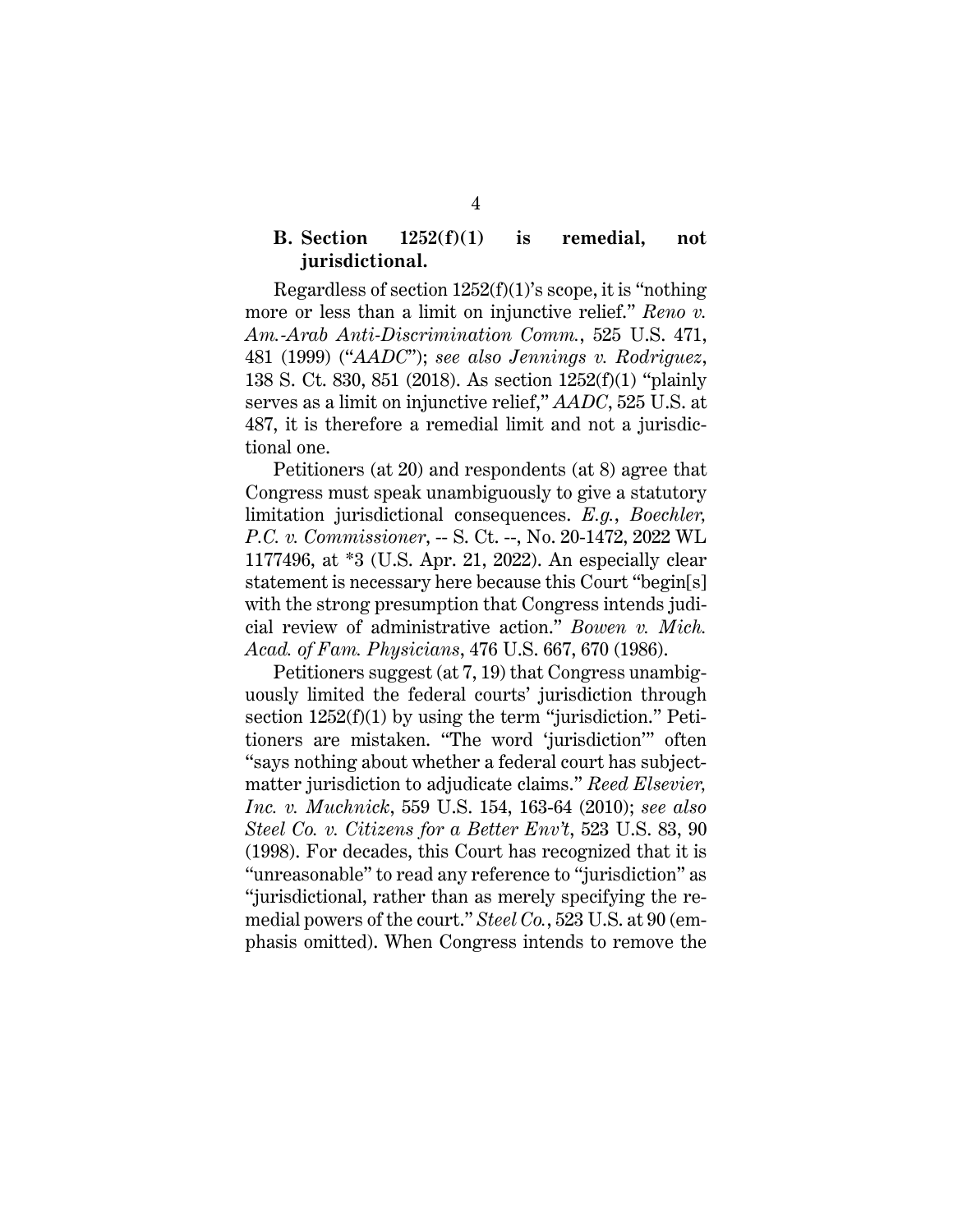### B. Section 1252(f)(1) is remedial, not jurisdictional.

Regardless of section 1252(f)(1)'s scope, it is "nothing more or less than a limit on injunctive relief." *Reno v. Am.-Arab Anti-Discrimination Comm.*, 525 U.S. 471, 481 (1999) ("*AADC*"); *see also Jennings v. Rodriguez*, 138 S. Ct. 830, 851 (2018). As section 1252(f)(1) "plainly serves as a limit on injunctive relief," *AADC*, 525 U.S. at 487, it is therefore a remedial limit and not a jurisdictional one.

Petitioners (at 20) and respondents (at 8) agree that Congress must speak unambiguously to give a statutory limitation jurisdictional consequences. *E.g.*, *Boechler, P.C. v. Commissioner*, -- S. Ct. --, No. 20-1472, 2022 WL 1177496, at *3 (U.S. Apr. 21, 2022). An especially clear statement is necessary here because this Court "begin[s] with the strong presumption that Congress intends judicial review of administrative action." *Bowen v. Mich. Acad. of Fam. Physicians*, 476 U.S. 667, 670 (1986).

Petitioners suggest (at 7, 19) that Congress unambiguously limited the federal courts' jurisdiction through section 1252(f)(1) by using the term "jurisdiction." Petitioners are mistaken. "The word 'jurisdiction'" often "says nothing about whether a federal court has subject-matter jurisdiction to adjudicate claims." *Reed Elsevier, Inc. v. Muchnick*, 559 U.S. 154, 163-64 (2010); *see also Steel Co. v. Citizens for a Better Env't*, 523 U.S. 83, 90 (1998). For decades, this Court has recognized that it is "unreasonable" to read any reference to "jurisdiction" as "jurisdictional, rather than as merely specifying the remedial powers of the court." *Steel Co.*, 523 U.S. at 90 (emphasis omitted). When Congress intends to remove the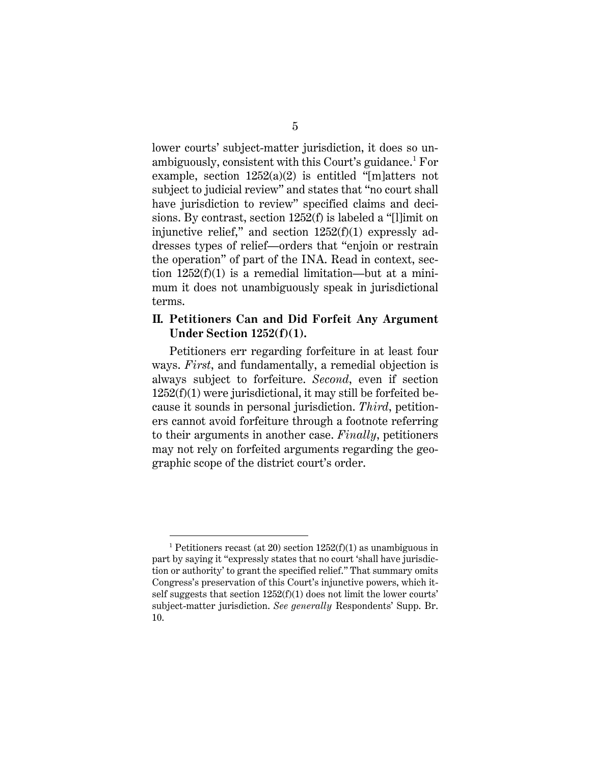lower courts' subject-matter jurisdiction, it does so unambiguously, consistent with this Court's guidance.[1] For example, section 1252(a)(2) is entitled "[m]atters not subject to judicial review" and states that "no court shall have jurisdiction to review" specified claims and decisions. By contrast, section 1252(f) is labeled a "[l]imit on injunctive relief," and section 1252(f)(1) expressly addresses types of relief—orders that "enjoin or restrain the operation" of part of the INA. Read in context, section 1252(f)(1) is a remedial limitation—but at a minimum it does not unambiguously speak in jurisdictional terms.

## II. Petitioners Can and Did Forfeit Any Argument Under Section 1252(f)(1).

Petitioners err regarding forfeiture in at least four ways. *First*, and fundamentally, a remedial objection is always subject to forfeiture. *Second*, even if section 1252(f)(1) were jurisdictional, it may still be forfeited because it sounds in personal jurisdiction. *Third*, petitioners cannot avoid forfeiture through a footnote referring to their arguments in another case. *Finally*, petitioners may not rely on forfeited arguments regarding the geographic scope of the district court's order.

---

[1] Petitioners recast (at 20) section 1252(f)(1) as unambiguous in part by saying it "expressly states that no court 'shall have jurisdiction or authority' to grant the specified relief." That summary omits Congress's preservation of this Court's injunctive powers, which itself suggests that section 1252(f)(1) does not limit the lower courts' subject-matter jurisdiction. *See generally* Respondents' Supp. Br. 10.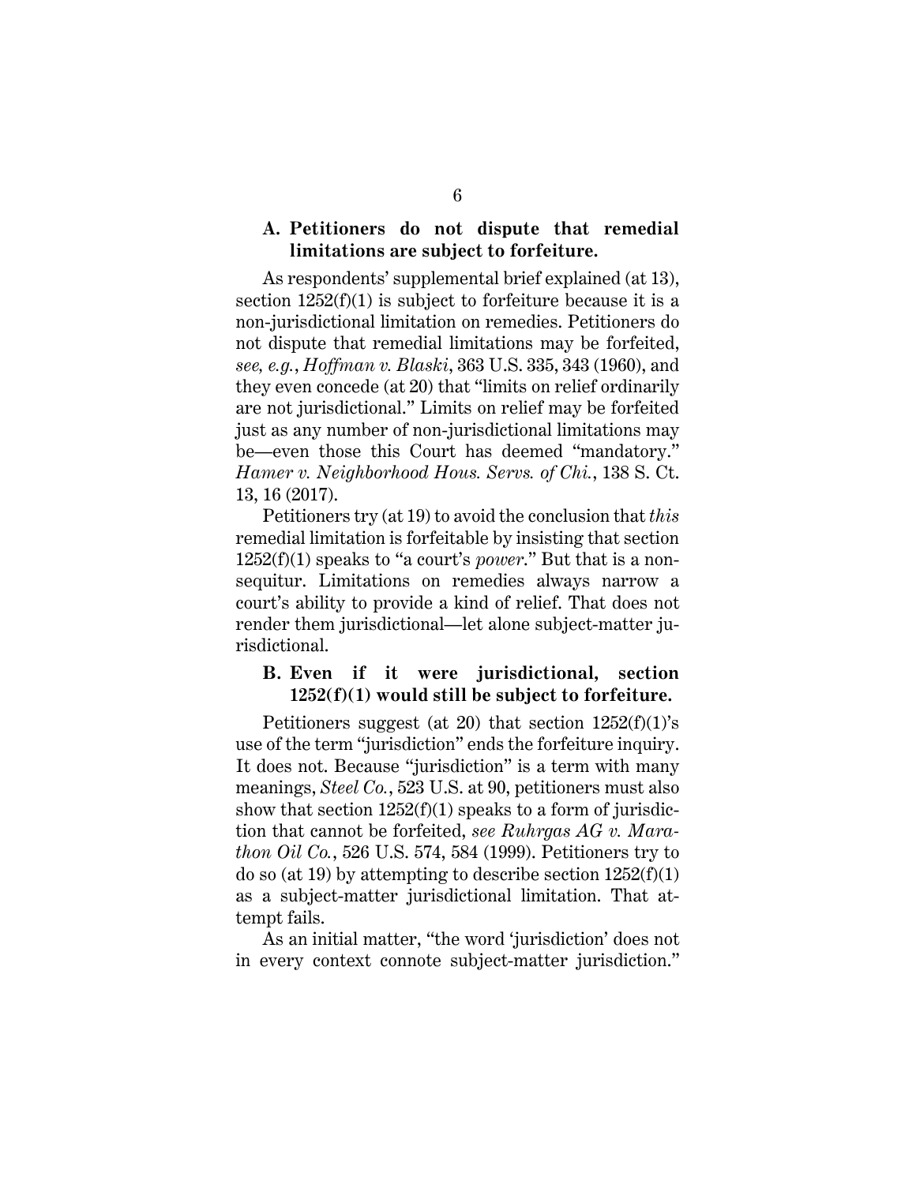### A. Petitioners do not dispute that remedial limitations are subject to forfeiture.

As respondents' supplemental brief explained (at 13), section 1252(f)(1) is subject to forfeiture because it is a non-jurisdictional limitation on remedies. Petitioners do not dispute that remedial limitations may be forfeited, *see, e.g.*, *Hoffman v. Blaski*, 363 U.S. 335, 343 (1960), and they even concede (at 20) that "limits on relief ordinarily are not jurisdictional." Limits on relief may be forfeited just as any number of non-jurisdictional limitations may be—even those this Court has deemed "mandatory." *Hamer v. Neighborhood Hous. Servs. of Chi.*, 138 S. Ct. 13, 16 (2017).

Petitioners try (at 19) to avoid the conclusion that *this* remedial limitation is forfeitable by insisting that section 1252(f)(1) speaks to "a court's *power*." But that is a non-sequitur. Limitations on remedies always narrow a court's ability to provide a kind of relief. That does not render them jurisdictional—let alone subject-matter jurisdictional.

### B. Even if it were jurisdictional, section 1252(f)(1) would still be subject to forfeiture.

Petitioners suggest (at 20) that section 1252(f)(1)'s use of the term "jurisdiction" ends the forfeiture inquiry. It does not. Because "jurisdiction" is a term with many meanings, *Steel Co.*, 523 U.S. at 90, petitioners must also show that section 1252(f)(1) speaks to a form of jurisdiction that cannot be forfeited, *see Ruhrgas AG v. Marathon Oil Co.*, 526 U.S. 574, 584 (1999). Petitioners try to do so (at 19) by attempting to describe section 1252(f)(1) as a subject-matter jurisdictional limitation. That attempt fails.

As an initial matter, "the word 'jurisdiction' does not in every context connote subject-matter jurisdiction."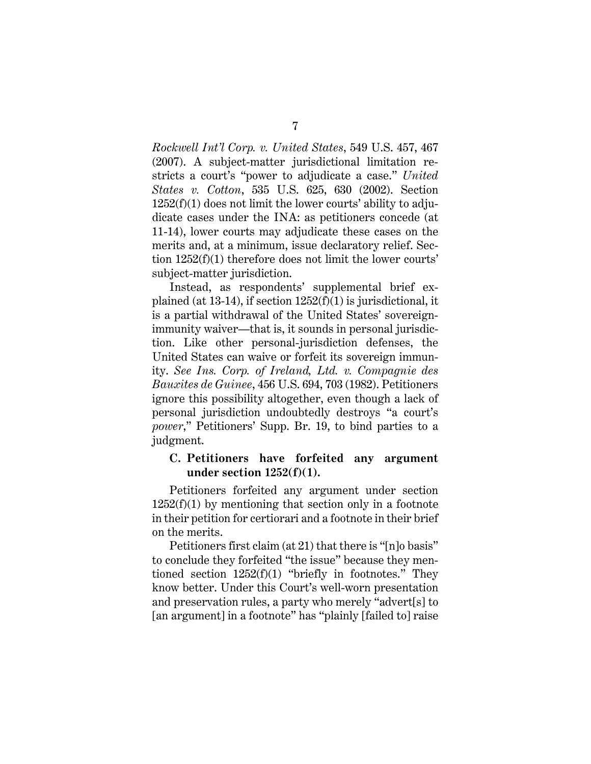*Rockwell Int'l Corp. v. United States*, 549 U.S. 457, 467 (2007). A subject-matter jurisdictional limitation restricts a court's "power to adjudicate a case." *United States v. Cotton*, 535 U.S. 625, 630 (2002). Section 1252(f)(1) does not limit the lower courts' ability to adjudicate cases under the INA: as petitioners concede (at 11-14), lower courts may adjudicate these cases on the merits and, at a minimum, issue declaratory relief. Section 1252(f)(1) therefore does not limit the lower courts' subject-matter jurisdiction.

Instead, as respondents' supplemental brief explained (at 13-14), if section 1252(f)(1) is jurisdictional, it is a partial withdrawal of the United States' sovereign-immunity waiver—that is, it sounds in personal jurisdiction. Like other personal-jurisdiction defenses, the United States can waive or forfeit its sovereign immunity. *See Ins. Corp. of Ireland, Ltd. v. Compagnie des Bauxites de Guinee*, 456 U.S. 694, 703 (1982). Petitioners ignore this possibility altogether, even though a lack of personal jurisdiction undoubtedly destroys "a court's *power*," Petitioners' Supp. Br. 19, to bind parties to a judgment.

### C. Petitioners have forfeited any argument under section 1252(f)(1).

Petitioners forfeited any argument under section 1252(f)(1) by mentioning that section only in a footnote in their petition for certiorari and a footnote in their brief on the merits.

Petitioners first claim (at 21) that there is "[n]o basis" to conclude they forfeited "the issue" because they mentioned section 1252(f)(1) "briefly in footnotes." They know better. Under this Court's well-worn presentation and preservation rules, a party who merely "advert[s] to [an argument] in a footnote" has "plainly [failed to] raise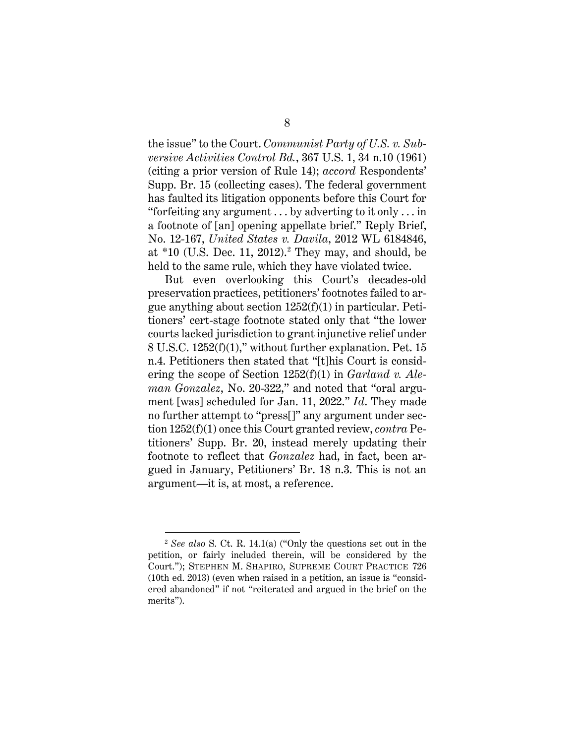the issue" to the Court. *Communist Party of U.S. v. Subversive Activities Control Bd.*, 367 U.S. 1, 34 n.10 (1961) (citing a prior version of Rule 14); *accord* Respondents' Supp. Br. 15 (collecting cases). The federal government has faulted its litigation opponents before this Court for "forfeiting any argument . . . by adverting to it only . . . in a footnote of [an] opening appellate brief." Reply Brief, No. 12-167, *United States v. Davila*, 2012 WL 6184846, at *10 (U.S. Dec. 11, 2012).[2] They may, and should, be held to the same rule, which they have violated twice.

But even overlooking this Court's decades-old preservation practices, petitioners' footnotes failed to argue anything about section 1252(f)(1) in particular. Petitioners' cert-stage footnote stated only that "the lower courts lacked jurisdiction to grant injunctive relief under 8 U.S.C. 1252(f)(1)," without further explanation. Pet. 15 n.4. Petitioners then stated that "[t]his Court is considering the scope of Section 1252(f)(1) in *Garland v. Aleman Gonzalez*, No. 20-322," and noted that "oral argument [was] scheduled for Jan. 11, 2022." *Id*. They made no further attempt to "press[]" any argument under section 1252(f)(1) once this Court granted review, *contra* Petitioners' Supp. Br. 20, instead merely updating their footnote to reflect that *Gonzalez* had, in fact, been argued in January, Petitioners' Br. 18 n.3. This is not an argument—it is, at most, a reference.

---

[2] *See also* S. Ct. R. 14.1(a) ("Only the questions set out in the petition, or fairly included therein, will be considered by the Court."); STEPHEN M. SHAPIRO, SUPREME COURT PRACTICE 726 (10th ed. 2013) (even when raised in a petition, an issue is "considered abandoned" if not "reiterated and argued in the brief on the merits").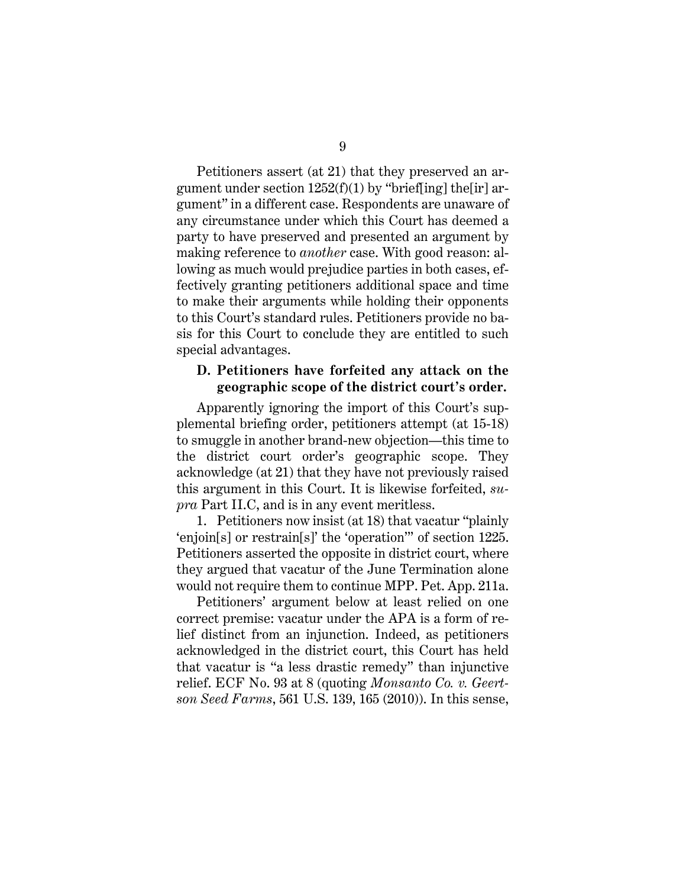Petitioners assert (at 21) that they preserved an argument under section 1252(f)(1) by "brief[ing] the[ir] argument" in a different case. Respondents are unaware of any circumstance under which this Court has deemed a party to have preserved and presented an argument by making reference to *another* case. With good reason: allowing as much would prejudice parties in both cases, effectively granting petitioners additional space and time to make their arguments while holding their opponents to this Court's standard rules. Petitioners provide no basis for this Court to conclude they are entitled to such special advantages.

### D. Petitioners have forfeited any attack on the geographic scope of the district court's order.

Apparently ignoring the import of this Court's supplemental briefing order, petitioners attempt (at 15-18) to smuggle in another brand-new objection—this time to the district court order's geographic scope. They acknowledge (at 21) that they have not previously raised this argument in this Court. It is likewise forfeited, *supra* Part II.C, and is in any event meritless.

1. Petitioners now insist (at 18) that vacatur "plainly 'enjoin[s] or restrain[s]' the 'operation'" of section 1225. Petitioners asserted the opposite in district court, where they argued that vacatur of the June Termination alone would not require them to continue MPP. Pet. App. 211a.

Petitioners' argument below at least relied on one correct premise: vacatur under the APA is a form of relief distinct from an injunction. Indeed, as petitioners acknowledged in the district court, this Court has held that vacatur is "a less drastic remedy" than injunctive relief. ECF No. 93 at 8 (quoting *Monsanto Co. v. Geertson Seed Farms*, 561 U.S. 139, 165 (2010)). In this sense,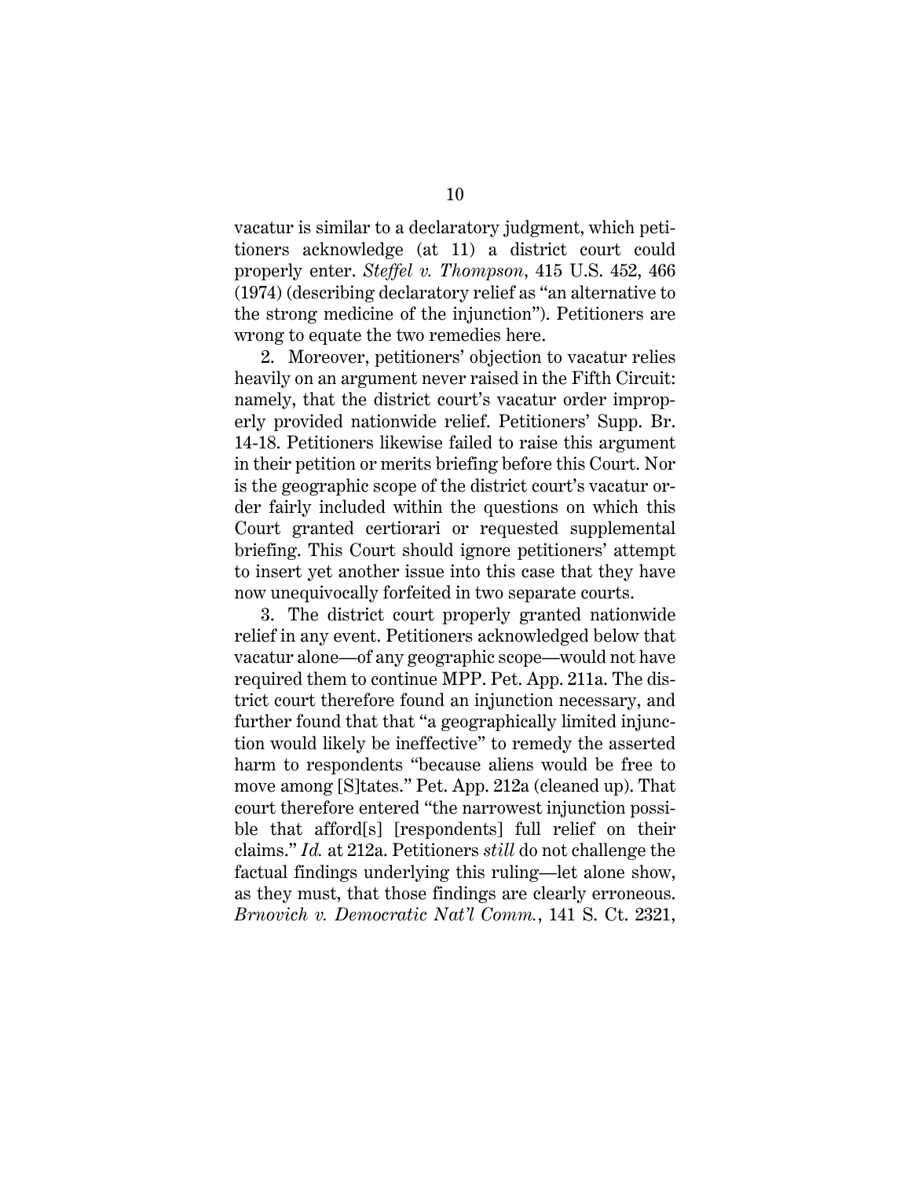vacatur is similar to a declaratory judgment, which petitioners acknowledge (at 11) a district court could properly enter. *Steffel v. Thompson*, 415 U.S. 452, 466 (1974) (describing declaratory relief as "an alternative to the strong medicine of the injunction"). Petitioners are wrong to equate the two remedies here.

2. Moreover, petitioners' objection to vacatur relies heavily on an argument never raised in the Fifth Circuit: namely, that the district court's vacatur order improperly provided nationwide relief. Petitioners' Supp. Br. 14-18. Petitioners likewise failed to raise this argument in their petition or merits briefing before this Court. Nor is the geographic scope of the district court's vacatur order fairly included within the questions on which this Court granted certiorari or requested supplemental briefing. This Court should ignore petitioners' attempt to insert yet another issue into this case that they have now unequivocally forfeited in two separate courts.

3. The district court properly granted nationwide relief in any event. Petitioners acknowledged below that vacatur alone—of any geographic scope—would not have required them to continue MPP. Pet. App. 211a. The district court therefore found an injunction necessary, and further found that that "a geographically limited injunction would likely be ineffective" to remedy the asserted harm to respondents "because aliens would be free to move among [S]tates." Pet. App. 212a (cleaned up). That court therefore entered "the narrowest injunction possible that afford[s] [respondents] full relief on their claims." *Id.* at 212a. Petitioners *still* do not challenge the factual findings underlying this ruling—let alone show, as they must, that those findings are clearly erroneous. *Brnovich v. Democratic Nat'l Comm.*, 141 S. Ct. 2321,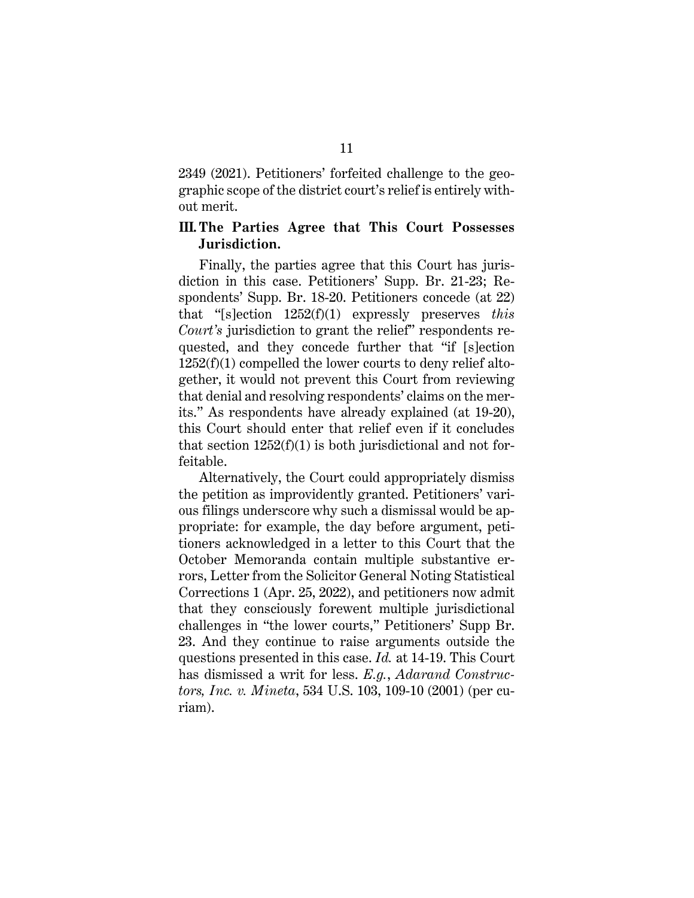2349 (2021). Petitioners' forfeited challenge to the geographic scope of the district court's relief is entirely without merit.

## III. The Parties Agree that This Court Possesses Jurisdiction.

Finally, the parties agree that this Court has jurisdiction in this case. Petitioners' Supp. Br. 21-23; Respondents' Supp. Br. 18-20. Petitioners concede (at 22) that "[s]ection 1252(f)(1) expressly preserves *this Court's* jurisdiction to grant the relief" respondents requested, and they concede further that "if [s]ection 1252(f)(1) compelled the lower courts to deny relief altogether, it would not prevent this Court from reviewing that denial and resolving respondents' claims on the merits." As respondents have already explained (at 19-20), this Court should enter that relief even if it concludes that section 1252(f)(1) is both jurisdictional and not forfeitable.

Alternatively, the Court could appropriately dismiss the petition as improvidently granted. Petitioners' various filings underscore why such a dismissal would be appropriate: for example, the day before argument, petitioners acknowledged in a letter to this Court that the October Memoranda contain multiple substantive errors, Letter from the Solicitor General Noting Statistical Corrections 1 (Apr. 25, 2022), and petitioners now admit that they consciously forewent multiple jurisdictional challenges in "the lower courts," Petitioners' Supp Br. 23. And they continue to raise arguments outside the questions presented in this case. *Id.* at 14-19. This Court has dismissed a writ for less. *E.g.*, *Adarand Constructors, Inc. v. Mineta*, 534 U.S. 103, 109-10 (2001) (per curiam).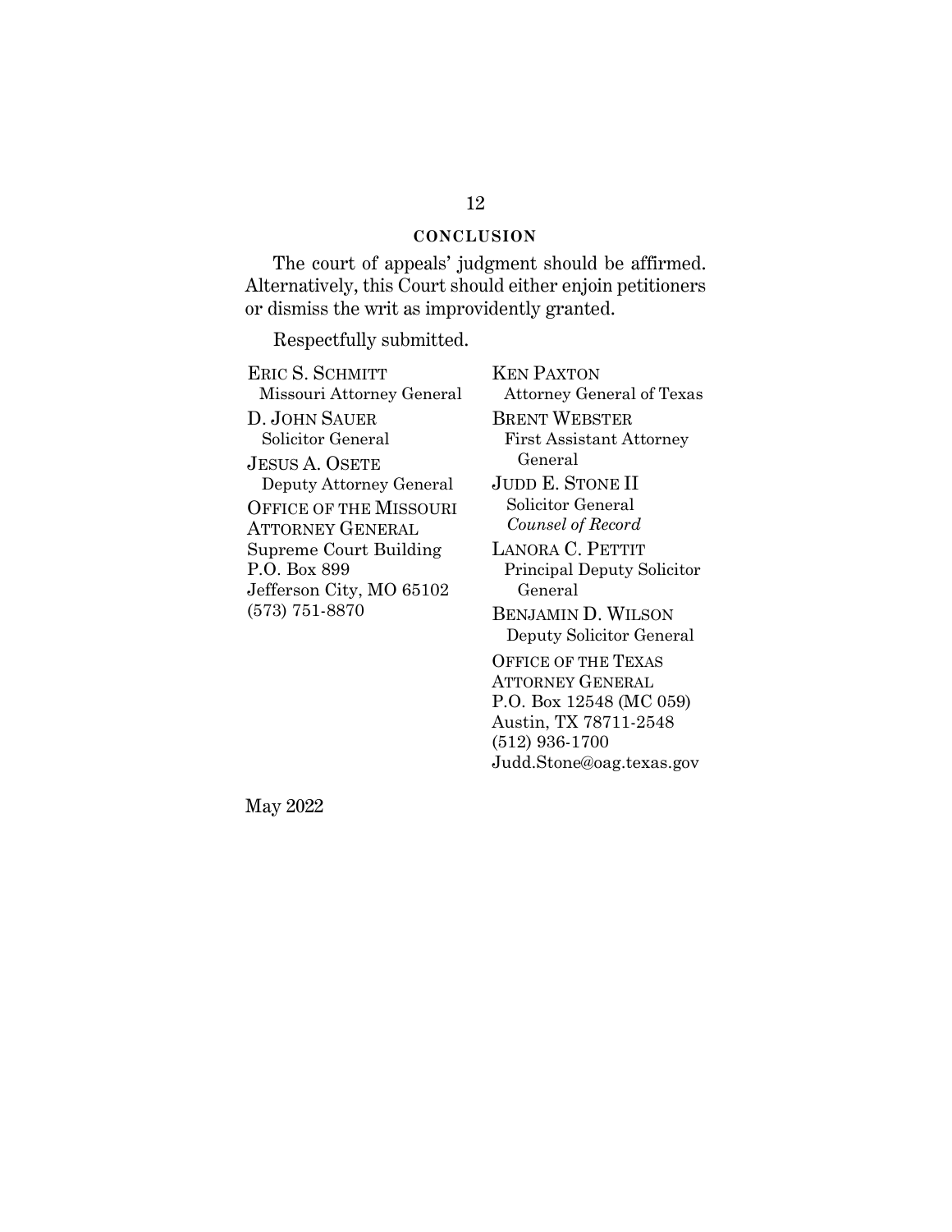## CONCLUSION

The court of appeals' judgment should be affirmed. Alternatively, this Court should either enjoin petitioners or dismiss the writ as improvidently granted.

Respectfully submitted.

ERIC S. SCHMITT
Missouri Attorney General

D. JOHN SAUER
Solicitor General

JESUS A. OSETE
Deputy Attorney General

OFFICE OF THE MISSOURI ATTORNEY GENERAL
Supreme Court Building
P.O. Box 899
Jefferson City, MO 65102
(573) 751-8870

KEN PAXTON
Attorney General of Texas

BRENT WEBSTER
First Assistant Attorney General

JUDD E. STONE II
Solicitor General
*Counsel of Record*

LANORA C. PETTIT
Principal Deputy Solicitor General

BENJAMIN D. WILSON
Deputy Solicitor General

OFFICE OF THE TEXAS ATTORNEY GENERAL
P.O. Box 12548 (MC 059)
Austin, TX 78711-2548
(512) 936-1700
Judd.Stone@oag.texas.gov

May 2022